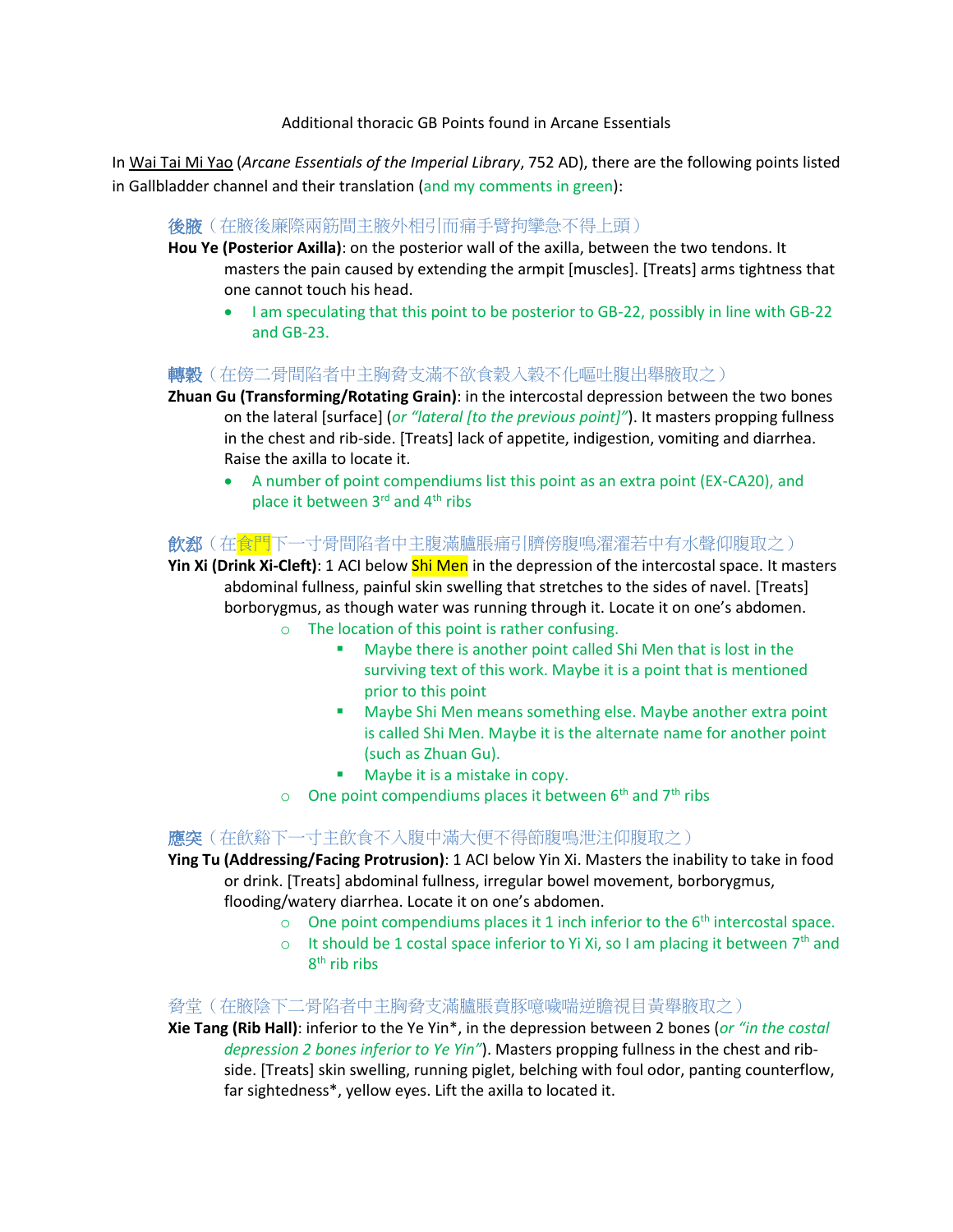Additional thoracic GB Points found in Arcane Essentials

In Wai Tai Mi Yao (*Arcane Essentials of the Imperial Library*, 752 AD), there are the following points listed in Gallbladder channel and their translation (and my comments in green):

**後腋**（在腋後廉際兩筋間主腋外相引而痛手臂拘攣急不得上頭）

**Hou Ye (Posterior Axilla)**: on the posterior wall of the axilla, between the two tendons. It masters the pain caused by extending the armpit [muscles]. [Treats] arms tightness that one cannot touch his head.

- I am speculating that this point to be posterior to GB-22, possibly in line with GB-22 and GB-23.

**轉穀**（在傍二骨間陷者中主胸脅支滿不欲食穀入穀不化嘔吐腹出舉腋取之）

**Zhuan Gu (Transforming/Rotating Grain)**: in the intercostal depression between the two bones on the lateral [surface] (*or "lateral [to the previous point]"*). It masters propping fullness in the chest and rib-side. [Treats] lack of appetite, indigestion, vomiting and diarrhea. Raise the axilla to locate it.

- A number of point compendiums list this point as an extra point (EX-CA20), and place it between 3rd and 4th ribs

**飲郄**（在食門下一寸骨間陷者中主腹滿臚脹痛引臍傍腹鳴濯濯若中有水聲仰腹取之）

**Yin Xi (Drink Xi-Cleft)**: 1 ACI below Shi Men in the depression of the intercostal space. It masters abdominal fullness, painful skin swelling that stretches to the sides of navel. [Treats] borborygmus, as though water was running through it. Locate it on one's abdomen.

- The location of this point is rather confusing.
  - Maybe there is another point called Shi Men that is lost in the surviving text of this work. Maybe it is a point that is mentioned prior to this point
  - Maybe Shi Men means something else. Maybe another extra point is called Shi Men. Maybe it is the alternate name for another point (such as Zhuan Gu).
  - Maybe it is a mistake in copy.
- One point compendiums places it between 6th and 7th ribs

**應突**（在飲郄下一寸主飲食不入腹中滿大便不得節腹鳴泄注仰腹取之）

**Ying Tu (Addressing/Facing Protrusion)**: 1 ACI below Yin Xi. Masters the inability to take in food or drink. [Treats] abdominal fullness, irregular bowel movement, borborygmus, flooding/watery diarrhea. Locate it on one's abdomen.

- One point compendiums places it 1 inch inferior to the 6th intercostal space.
- It should be 1 costal space inferior to Yi Xi, so I am placing it between 7th and 8th rib ribs

脅堂（在腋陰下二骨陷者中主胸脅支滿臚脹賁豚噫噦喘逆瞻視目黃舉腋取之）

**Xie Tang (Rib Hall)**: inferior to the Ye Yin*, in the depression between 2 bones (*or "in the costal depression 2 bones inferior to Ye Yin"*). Masters propping fullness in the chest and rib-side. [Treats] skin swelling, running piglet, belching with foul odor, panting counterflow, far sightedness*, yellow eyes. Lift the axilla to located it.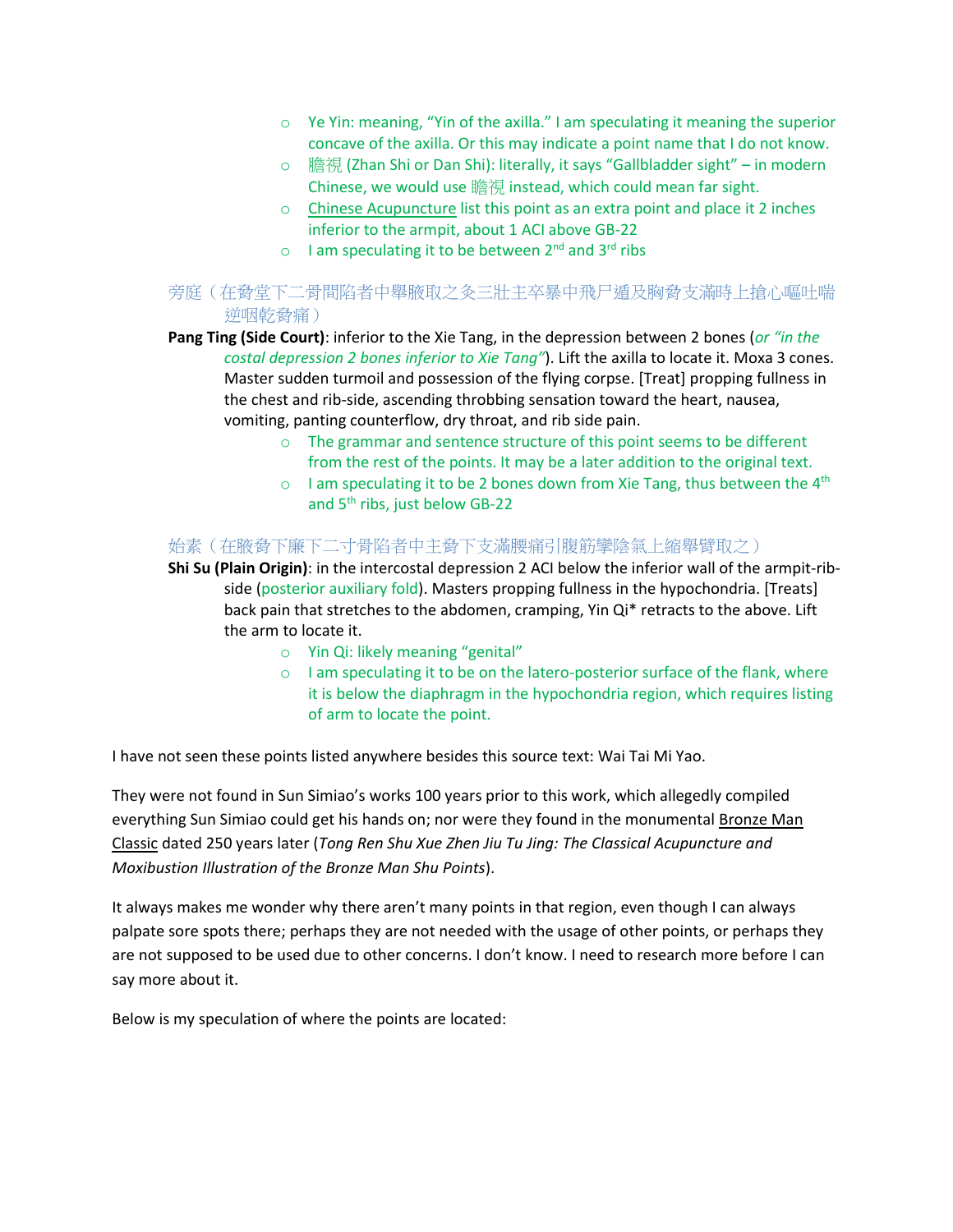- Ye Yin: meaning, "Yin of the axilla." I am speculating it meaning the superior concave of the axilla. Or this may indicate a point name that I do not know.
- 膽視 (Zhan Shi or Dan Shi): literally, it says "Gallbladder sight" – in modern Chinese, we would use 瞻視 instead, which could mean far sight.
- Chinese Acupuncture list this point as an extra point and place it 2 inches inferior to the armpit, about 1 ACI above GB-22
- I am speculating it to be between 2nd and 3rd ribs

旁庭（在脅堂下二骨間陷者中舉腋取之灸三壯主卒暴中飛尸遁及胸脅支滿時上搶心嘔吐喘逆咽乾脅痛）

**Pang Ting (Side Court)**: inferior to the Xie Tang, in the depression between 2 bones (*or "in the costal depression 2 bones inferior to Xie Tang"*). Lift the axilla to locate it. Moxa 3 cones. Master sudden turmoil and possession of the flying corpse. [Treat] propping fullness in the chest and rib-side, ascending throbbing sensation toward the heart, nausea, vomiting, panting counterflow, dry throat, and rib side pain.

- The grammar and sentence structure of this point seems to be different from the rest of the points. It may be a later addition to the original text.
- I am speculating it to be 2 bones down from Xie Tang, thus between the 4th and 5th ribs, just below GB-22

始素（在腋脅下廉下二寸骨陷者中主脅下支滿腰痛引腹筋攣陰氣上縮舉臂取之）

**Shi Su (Plain Origin)**: in the intercostal depression 2 ACI below the inferior wall of the armpit-rib-side (posterior auxiliary fold). Masters propping fullness in the hypochondria. [Treats] back pain that stretches to the abdomen, cramping, Yin Qi* retracts to the above. Lift the arm to locate it.

- Yin Qi: likely meaning "genital"
- I am speculating it to be on the latero-posterior surface of the flank, where it is below the diaphragm in the hypochondria region, which requires listing of arm to locate the point.

I have not seen these points listed anywhere besides this source text: Wai Tai Mi Yao.

They were not found in Sun Simiao's works 100 years prior to this work, which allegedly compiled everything Sun Simiao could get his hands on; nor were they found in the monumental Bronze Man Classic dated 250 years later (*Tong Ren Shu Xue Zhen Jiu Tu Jing: The Classical Acupuncture and Moxibustion Illustration of the Bronze Man Shu Points*).

It always makes me wonder why there aren't many points in that region, even though I can always palpate sore spots there; perhaps they are not needed with the usage of other points, or perhaps they are not supposed to be used due to other concerns. I don't know. I need to research more before I can say more about it.

Below is my speculation of where the points are located: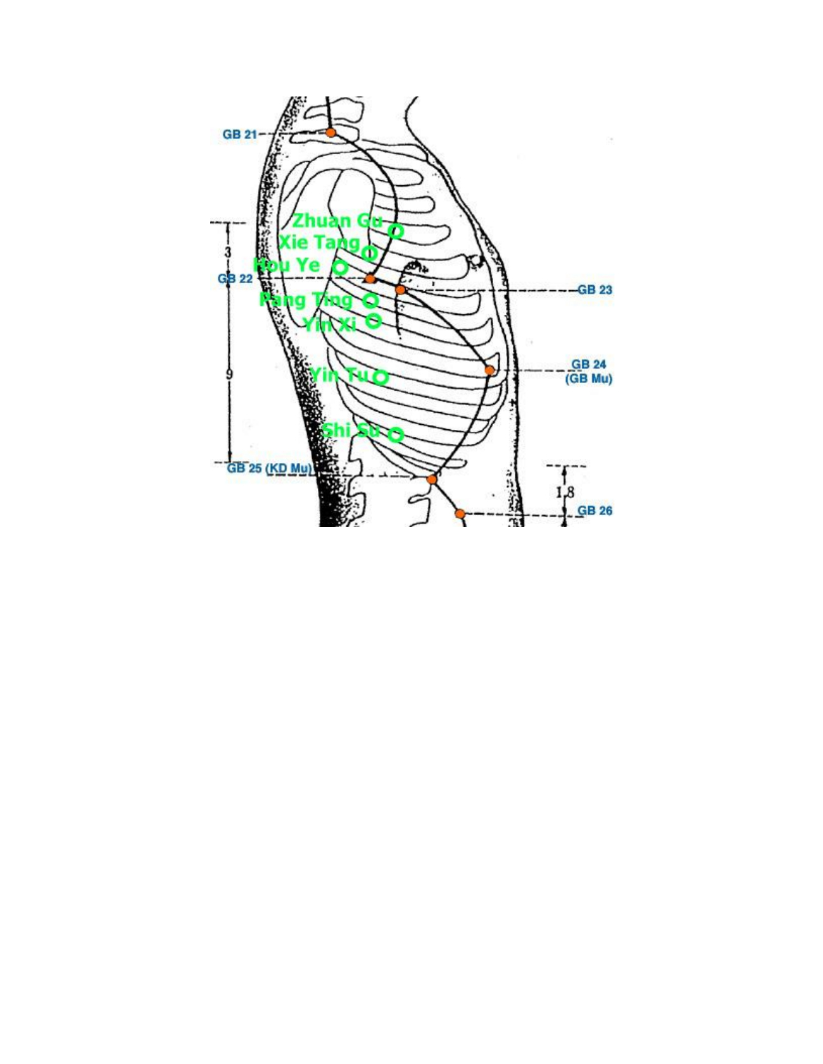GB 21

Zhuan Gu

Xie Tang

3

Hou Ye

GB 22

GB 23

Pang Ting

Yin Xi

9

GB 24
(GB Mu)

Yin Tu

Shi Su

GB 25 (KD Mu)

1.8

GB 26